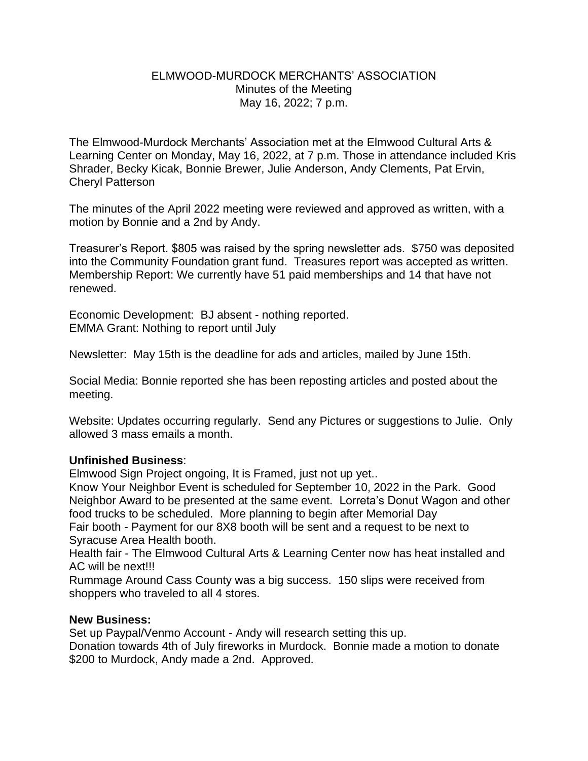# ELMWOOD-MURDOCK MERCHANTS' ASSOCIATION

Minutes of the Meeting

May 16, 2022; 7 p.m.

The Elmwood-Murdock Merchants' Association met at the Elmwood Cultural Arts & Learning Center on Monday, May 16, 2022, at 7 p.m. Those in attendance included Kris Shrader, Becky Kicak, Bonnie Brewer, Julie Anderson, Andy Clements, Pat Ervin, Cheryl Patterson

The minutes of the April 2022 meeting were reviewed and approved as written, with a motion by Bonnie and a 2nd by Andy.

Treasurer's Report. $805 was raised by the spring newsletter ads. $750 was deposited into the Community Foundation grant fund. Treasures report was accepted as written. Membership Report: We currently have 51 paid memberships and 14 that have not renewed.

Economic Development: BJ absent - nothing reported.
EMMA Grant: Nothing to report until July

Newsletter: May 15th is the deadline for ads and articles, mailed by June 15th.

Social Media: Bonnie reported she has been reposting articles and posted about the meeting.

Website: Updates occurring regularly. Send any Pictures or suggestions to Julie. Only allowed 3 mass emails a month.

**Unfinished Business**:

Elmwood Sign Project ongoing, It is Framed, just not up yet..
Know Your Neighbor Event is scheduled for September 10, 2022 in the Park. Good Neighbor Award to be presented at the same event. Lorreta's Donut Wagon and other food trucks to be scheduled. More planning to begin after Memorial Day
Fair booth - Payment for our 8X8 booth will be sent and a request to be next to Syracuse Area Health booth.
Health fair - The Elmwood Cultural Arts & Learning Center now has heat installed and AC will be next!!!
Rummage Around Cass County was a big success. 150 slips were received from shoppers who traveled to all 4 stores.

**New Business:**

Set up Paypal/Venmo Account - Andy will research setting this up.
Donation towards 4th of July fireworks in Murdock. Bonnie made a motion to donate $200 to Murdock, Andy made a 2nd. Approved.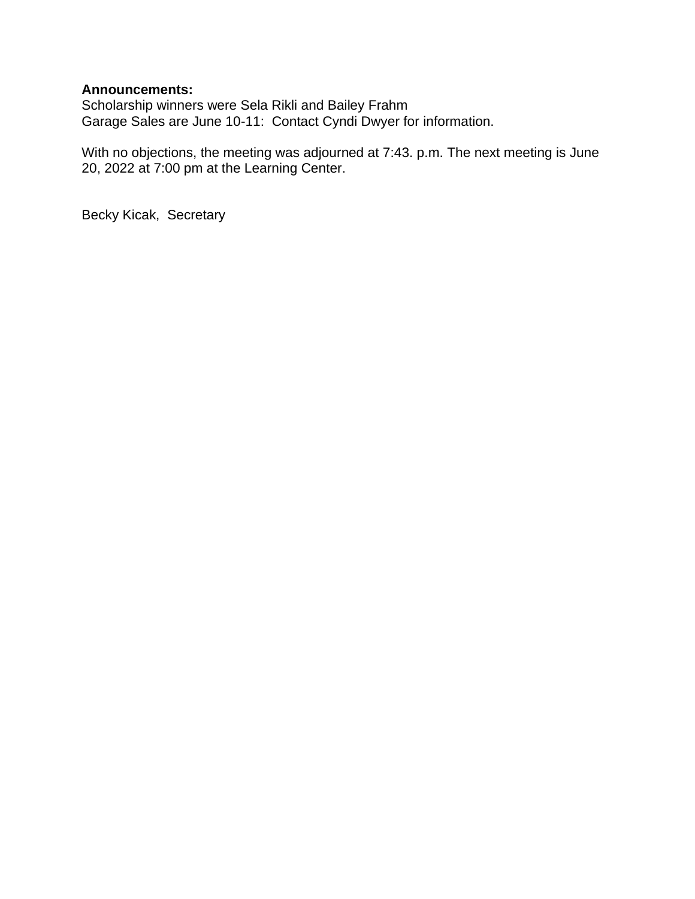**Announcements:**
Scholarship winners were Sela Rikli and Bailey Frahm
Garage Sales are June 10-11: Contact Cyndi Dwyer for information.

With no objections, the meeting was adjourned at 7:43. p.m. The next meeting is June 20, 2022 at 7:00 pm at the Learning Center.

Becky Kicak, Secretary